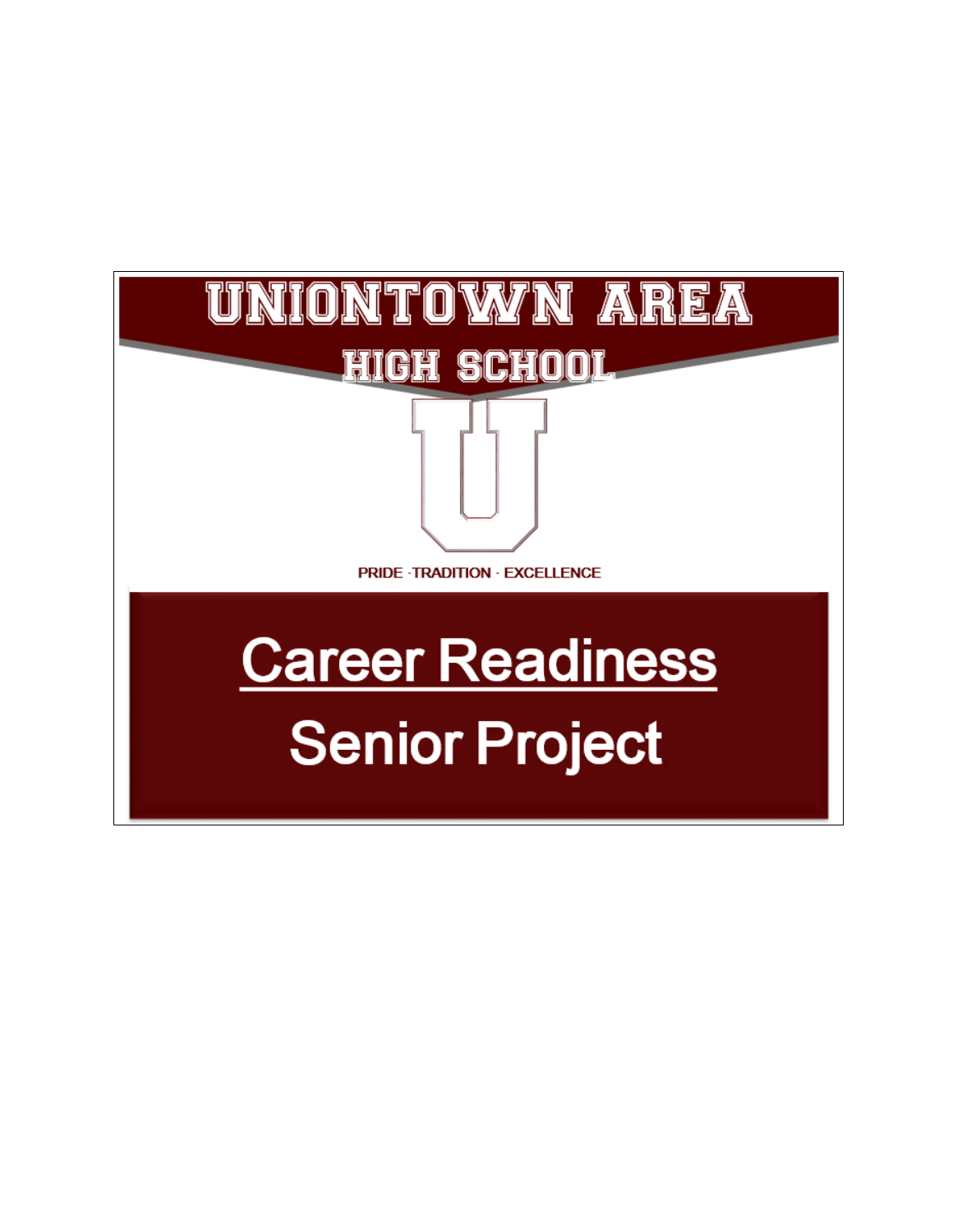# UNIONTOWN AREA

## HIGH SCHOOL

U

PRIDE -TRADITION - EXCELLENCE

# Career Readiness

# Senior Project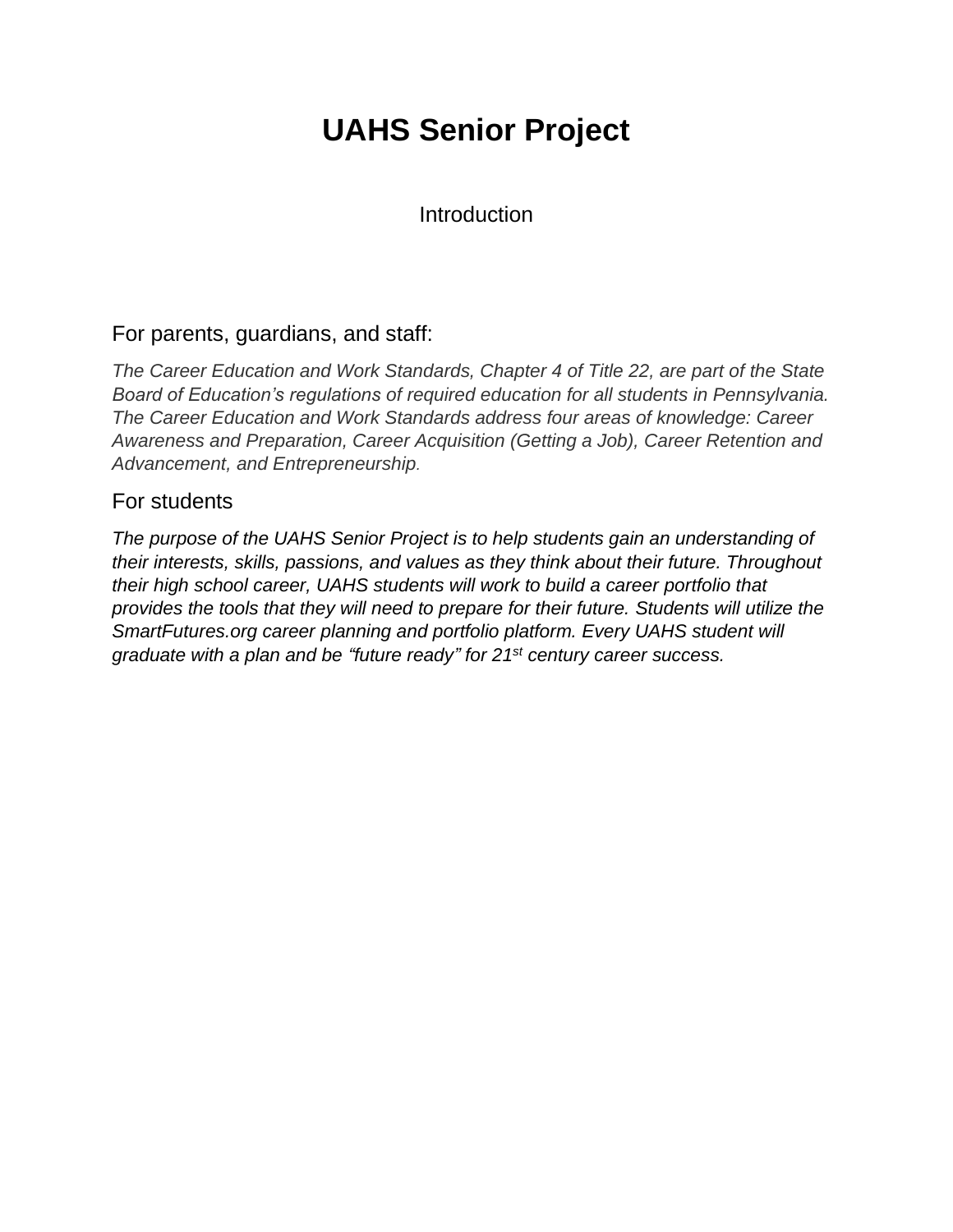# UAHS Senior Project

Introduction

## For parents, guardians, and staff:

*The Career Education and Work Standards, Chapter 4 of Title 22, are part of the State Board of Education's regulations of required education for all students in Pennsylvania. The Career Education and Work Standards address four areas of knowledge: Career Awareness and Preparation, Career Acquisition (Getting a Job), Career Retention and Advancement, and Entrepreneurship.*

## For students

*The purpose of the UAHS Senior Project is to help students gain an understanding of their interests, skills, passions, and values as they think about their future. Throughout their high school career, UAHS students will work to build a career portfolio that provides the tools that they will need to prepare for their future. Students will utilize the SmartFutures.org career planning and portfolio platform. Every UAHS student will graduate with a plan and be "future ready" for 21st century career success.*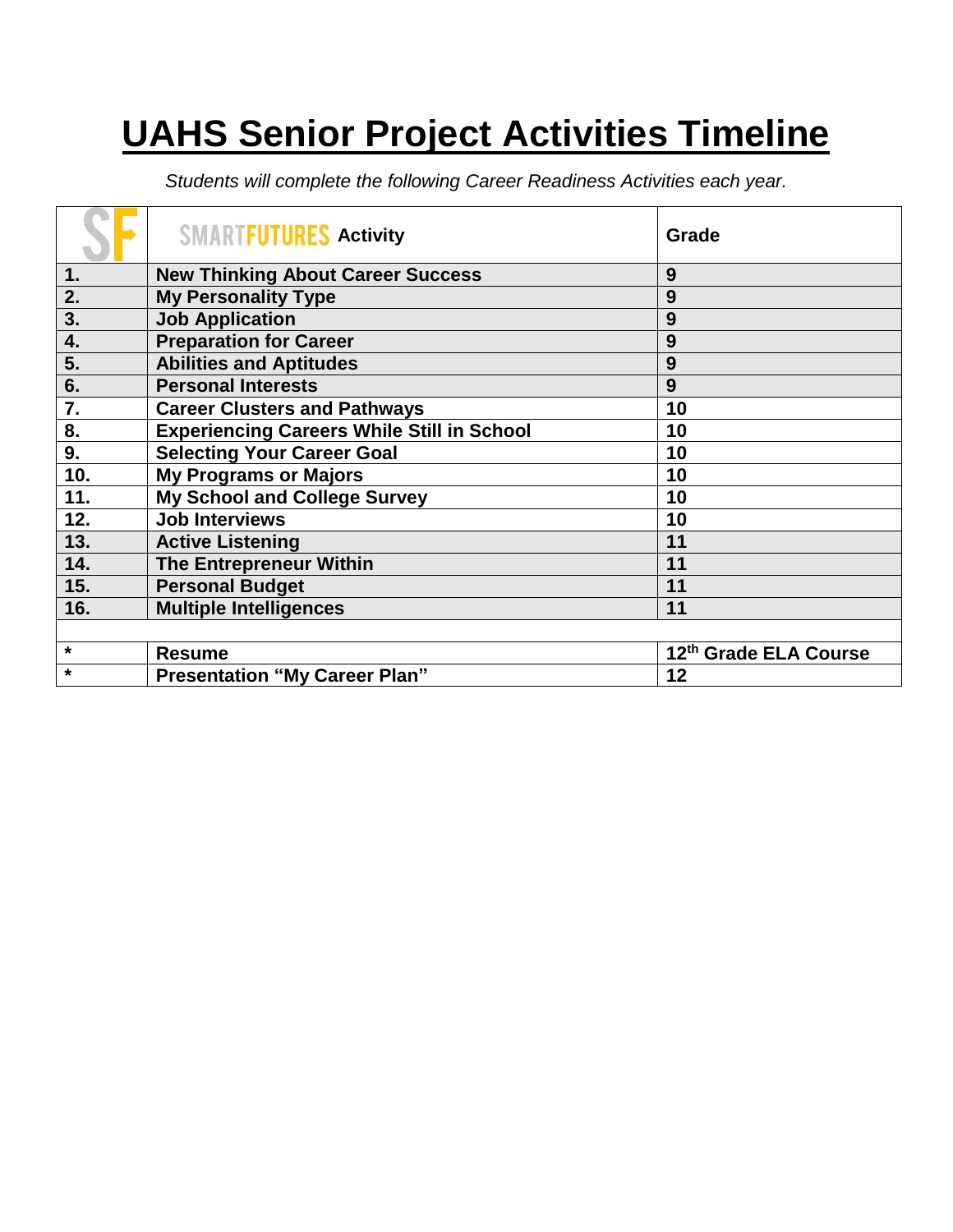# UAHS Senior Project Activities Timeline

*Students will complete the following Career Readiness Activities each year.*

| SF | SMARTFUTURES Activity | Grade |
|---|---|---|
| 1. | New Thinking About Career Success | 9 |
| 2. | My Personality Type | 9 |
| 3. | Job Application | 9 |
| 4. | Preparation for Career | 9 |
| 5. | Abilities and Aptitudes | 9 |
| 6. | Personal Interests | 9 |
| 7. | Career Clusters and Pathways | 10 |
| 8. | Experiencing Careers While Still in School | 10 |
| 9. | Selecting Your Career Goal | 10 |
| 10. | My Programs or Majors | 10 |
| 11. | My School and College Survey | 10 |
| 12. | Job Interviews | 10 |
| 13. | Active Listening | 11 |
| 14. | The Entrepreneur Within | 11 |
| 15. | Personal Budget | 11 |
| 16. | Multiple Intelligences | 11 |
| | | |
| * | Resume | 12th Grade ELA Course |
| * | Presentation "My Career Plan" | 12 |